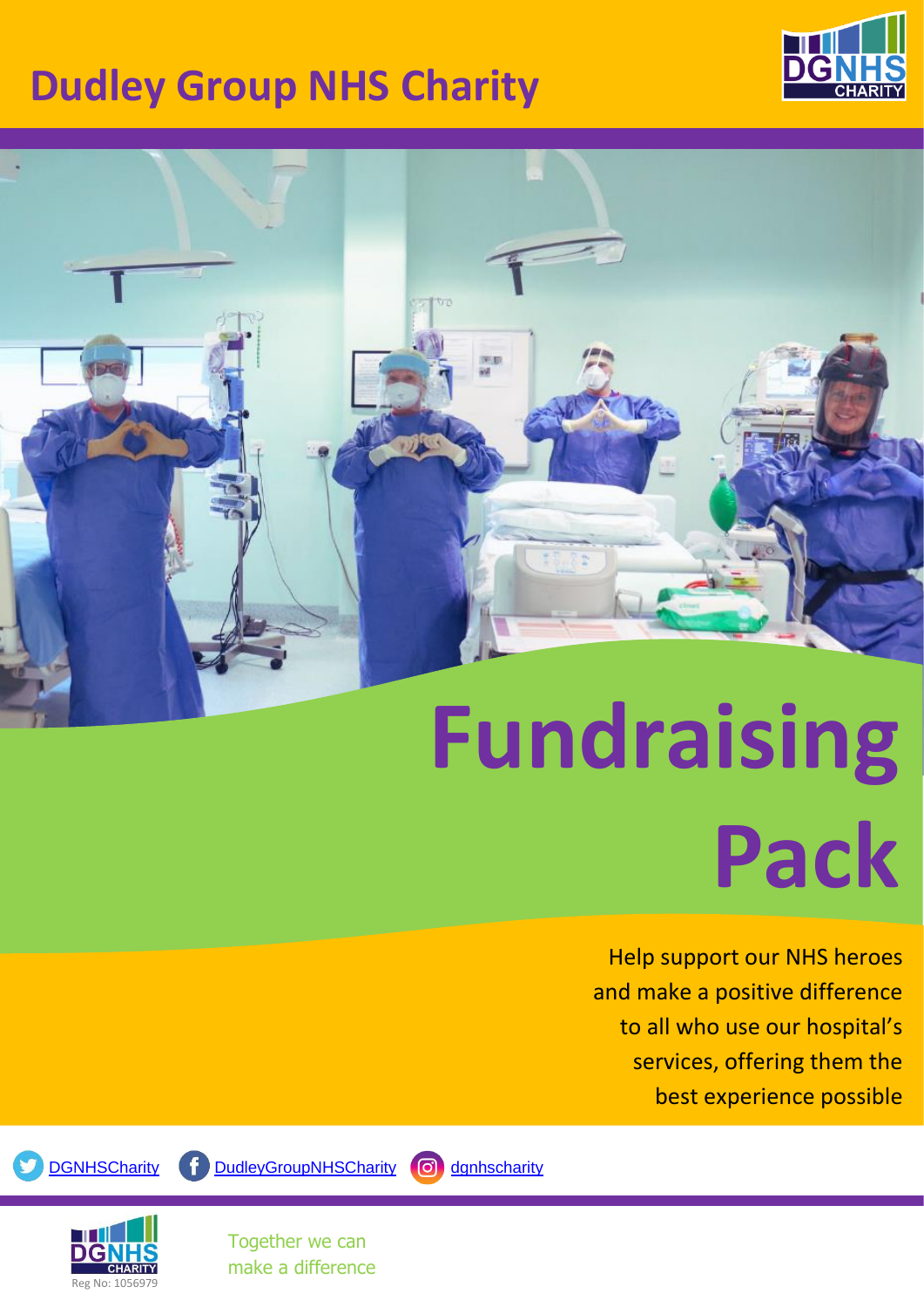# Dudley Group NHS Charity

# Fundraising Pack

Help support our NHS heroes and make a positive difference to all who use our hospital's services, offering them the best experience possible

DGNHSCharity DudleyGroupNHSCharity dgnhscharity

Reg No: 1056979

Together we can make a difference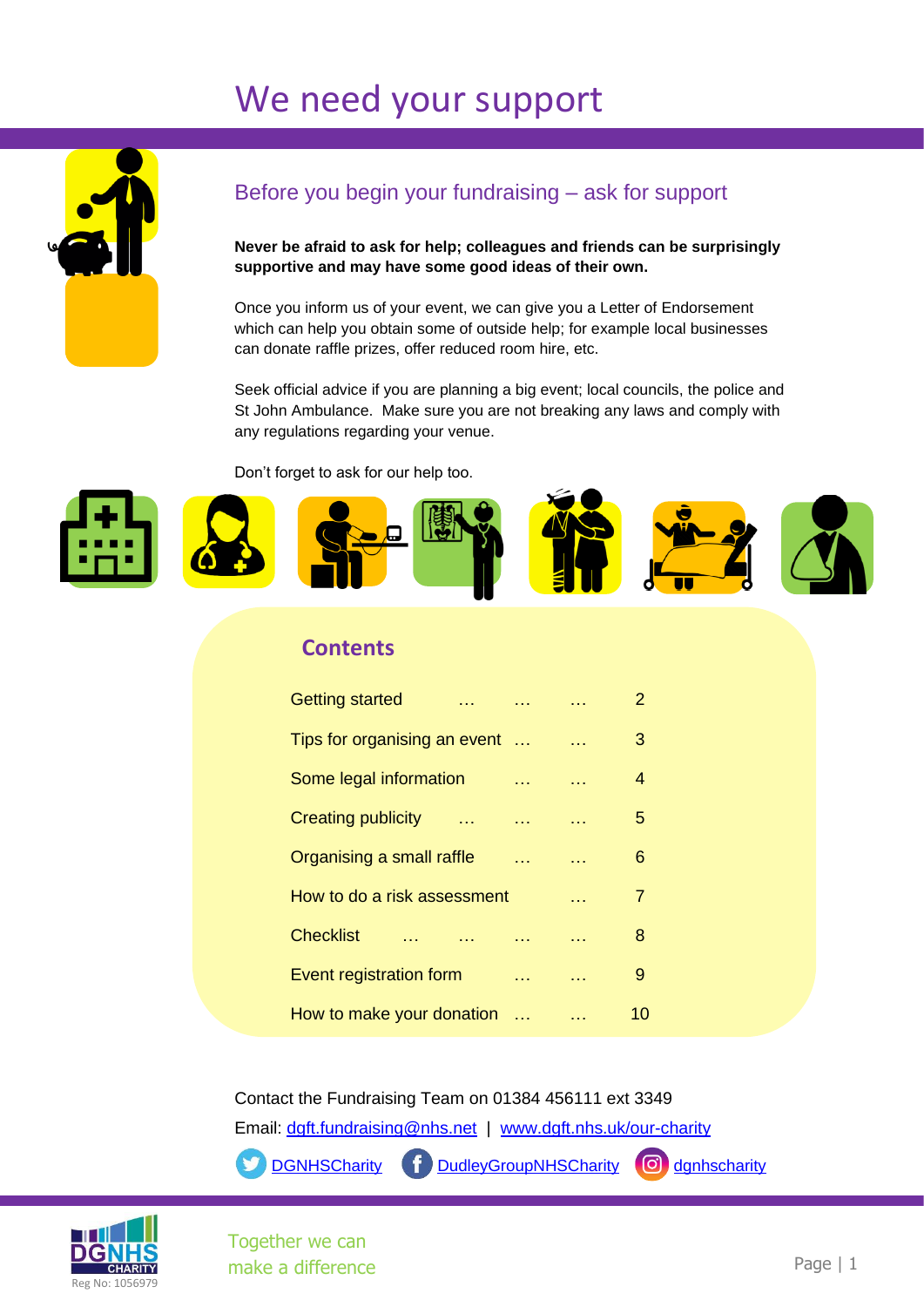# We need your support

## Before you begin your fundraising – ask for support

**Never be afraid to ask for help; colleagues and friends can be surprisingly supportive and may have some good ideas of their own.**

Once you inform us of your event, we can give you a Letter of Endorsement which can help you obtain some of outside help; for example local businesses can donate raffle prizes, offer reduced room hire, etc.

Seek official advice if you are planning a big event; local councils, the police and St John Ambulance. Make sure you are not breaking any laws and comply with any regulations regarding your venue.

Don't forget to ask for our help too.

## Contents

| | |
|---|---|
| Getting started | 2 |
| Tips for organising an event | 3 |
| Some legal information | 4 |
| Creating publicity | 5 |
| Organising a small raffle | 6 |
| How to do a risk assessment | 7 |
| Checklist | 8 |
| Event registration form | 9 |
| How to make your donation | 10 |

Contact the Fundraising Team on 01384 456111 ext 3349

Email: dgft.fundraising@nhs.net | www.dgft.nhs.uk/our-charity

DGNHSCharity DudleyGroupNHSCharity dgnhscharity

DGNHS CHARITY Reg No: 1056979

Together we can make a difference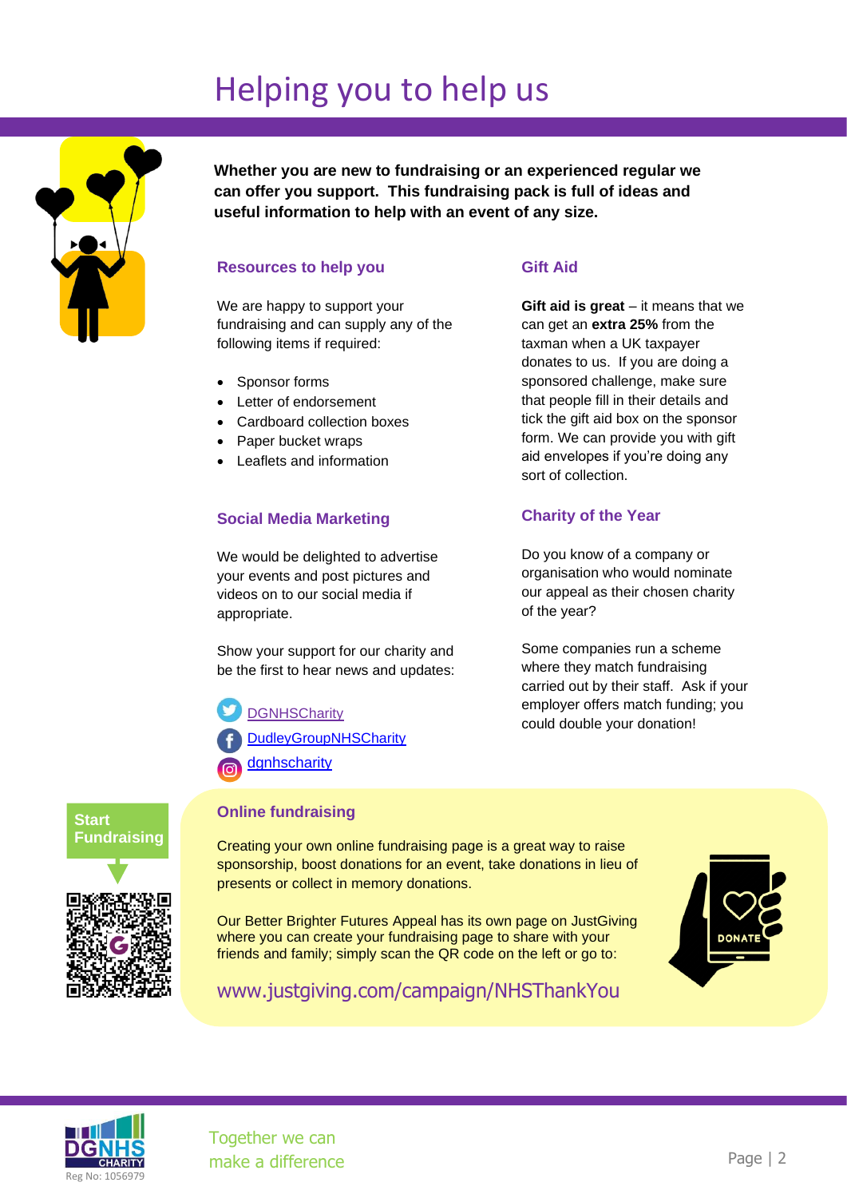# Helping you to help us

**Whether you are new to fundraising or an experienced regular we can offer you support. This fundraising pack is full of ideas and useful information to help with an event of any size.**

### Resources to help you

We are happy to support your fundraising and can supply any of the following items if required:

- Sponsor forms
- Letter of endorsement
- Cardboard collection boxes
- Paper bucket wraps
- Leaflets and information

### Gift Aid

**Gift aid is great** – it means that we can get an **extra 25%** from the taxman when a UK taxpayer donates to us. If you are doing a sponsored challenge, make sure that people fill in their details and tick the gift aid box on the sponsor form. We can provide you with gift aid envelopes if you're doing any sort of collection.

### Social Media Marketing

We would be delighted to advertise your events and post pictures and videos on to our social media if appropriate.

Show your support for our charity and be the first to hear news and updates:

- DGNHSCharity
- DudleyGroupNHSCharity
- dgnhscharity

### Charity of the Year

Do you know of a company or organisation who would nominate our appeal as their chosen charity of the year?

Some companies run a scheme where they match fundraising carried out by their staff. Ask if your employer offers match funding; you could double your donation!

### Online fundraising

**Start Fundraising**

Creating your own online fundraising page is a great way to raise sponsorship, boost donations for an event, take donations in lieu of presents or collect in memory donations.

Our Better Brighter Futures Appeal has its own page on JustGiving where you can create your fundraising page to share with your friends and family; simply scan the QR code on the left or go to:

www.justgiving.com/campaign/NHSThankYou

DONATE

DGNHS CHARITY
Reg No: 1056979

Together we can make a difference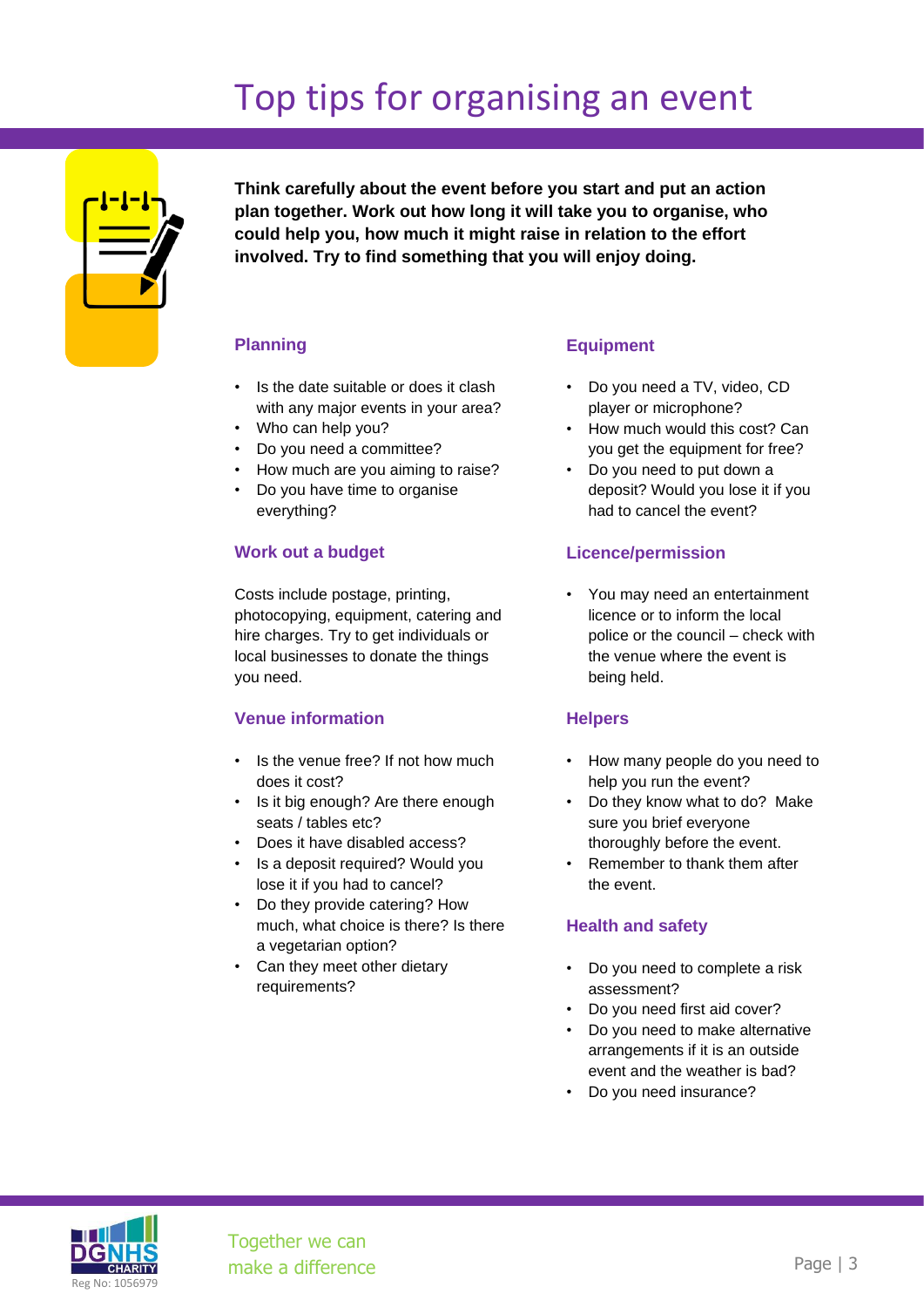# Top tips for organising an event

**Think carefully about the event before you start and put an action plan together. Work out how long it will take you to organise, who could help you, how much it might raise in relation to the effort involved. Try to find something that you will enjoy doing.**

## Planning

- Is the date suitable or does it clash with any major events in your area?
- Who can help you?
- Do you need a committee?
- How much are you aiming to raise?
- Do you have time to organise everything?

## Work out a budget

Costs include postage, printing, photocopying, equipment, catering and hire charges. Try to get individuals or local businesses to donate the things you need.

## Venue information

- Is the venue free? If not how much does it cost?
- Is it big enough? Are there enough seats / tables etc?
- Does it have disabled access?
- Is a deposit required? Would you lose it if you had to cancel?
- Do they provide catering? How much, what choice is there? Is there a vegetarian option?
- Can they meet other dietary requirements?

## Equipment

- Do you need a TV, video, CD player or microphone?
- How much would this cost? Can you get the equipment for free?
- Do you need to put down a deposit? Would you lose it if you had to cancel the event?

## Licence/permission

- You may need an entertainment licence or to inform the local police or the council – check with the venue where the event is being held.

## Helpers

- How many people do you need to help you run the event?
- Do they know what to do? Make sure you brief everyone thoroughly before the event.
- Remember to thank them after the event.

## Health and safety

- Do you need to complete a risk assessment?
- Do you need first aid cover?
- Do you need to make alternative arrangements if it is an outside event and the weather is bad?
- Do you need insurance?

DGNHS CHARITY
Reg No: 1056979

Together we can make a difference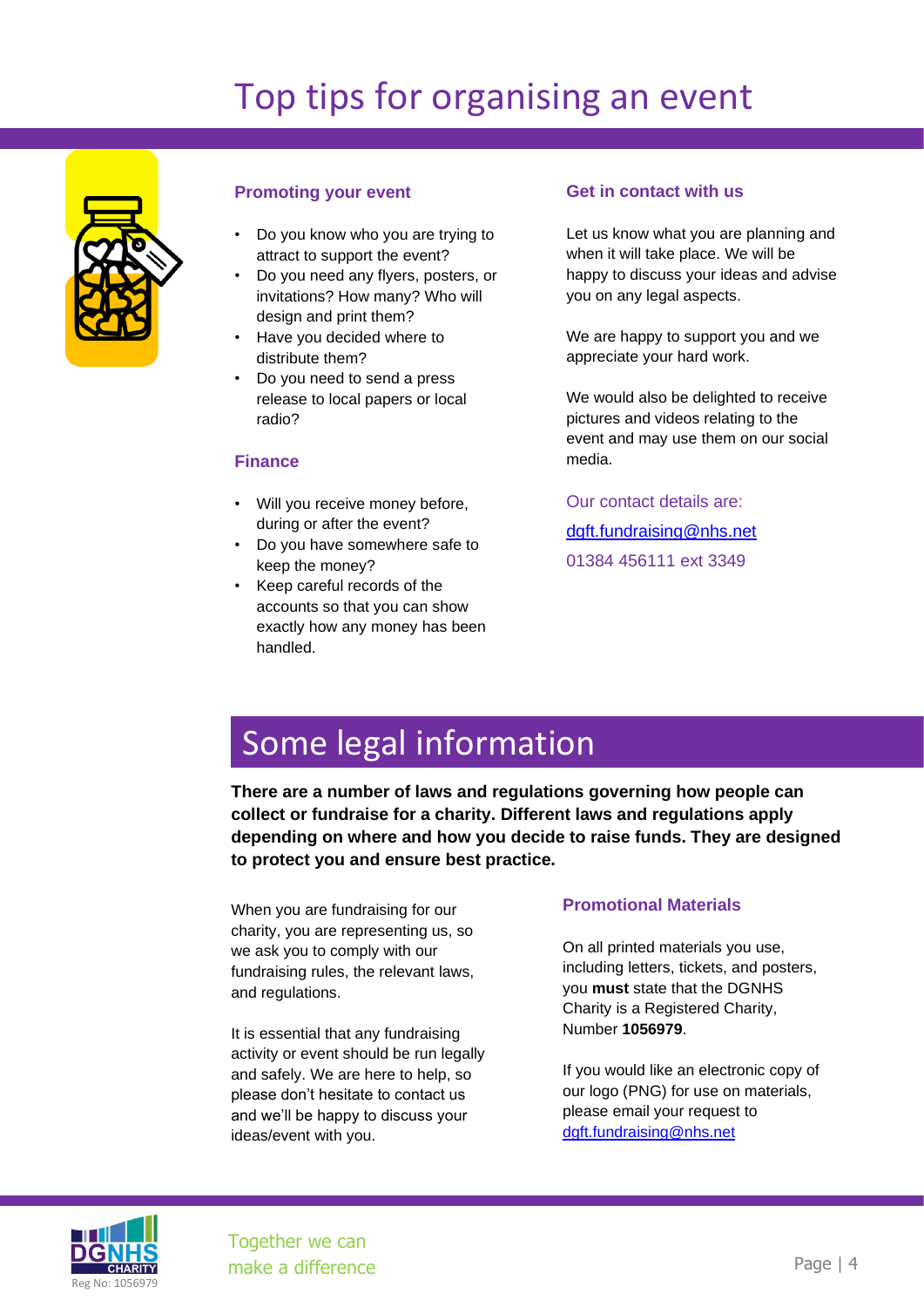# Top tips for organising an event

### Promoting your event

- Do you know who you are trying to attract to support the event?
- Do you need any flyers, posters, or invitations? How many? Who will design and print them?
- Have you decided where to distribute them?
- Do you need to send a press release to local papers or local radio?

### Finance

- Will you receive money before, during or after the event?
- Do you have somewhere safe to keep the money?
- Keep careful records of the accounts so that you can show exactly how any money has been handled.

### Get in contact with us

Let us know what you are planning and when it will take place. We will be happy to discuss your ideas and advise you on any legal aspects.

We are happy to support you and we appreciate your hard work.

We would also be delighted to receive pictures and videos relating to the event and may use them on our social media.

Our contact details are:

dgft.fundraising@nhs.net

01384 456111 ext 3349

# Some legal information

**There are a number of laws and regulations governing how people can collect or fundraise for a charity. Different laws and regulations apply depending on where and how you decide to raise funds. They are designed to protect you and ensure best practice.**

When you are fundraising for our charity, you are representing us, so we ask you to comply with our fundraising rules, the relevant laws, and regulations.

It is essential that any fundraising activity or event should be run legally and safely. We are here to help, so please don't hesitate to contact us and we'll be happy to discuss your ideas/event with you.

### Promotional Materials

On all printed materials you use, including letters, tickets, and posters, you **must** state that the DGNHS Charity is a Registered Charity, Number **1056979**.

If you would like an electronic copy of our logo (PNG) for use on materials, please email your request to dgft.fundraising@nhs.net

Together we can make a difference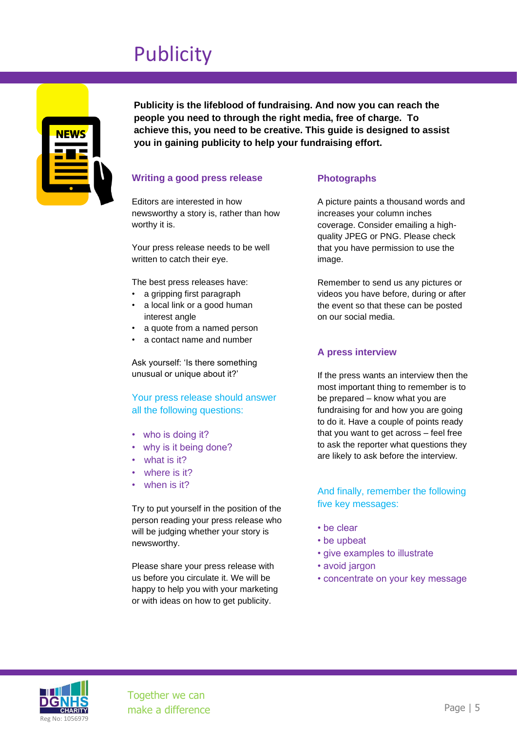# Publicity

**Publicity is the lifeblood of fundraising. And now you can reach the people you need to through the right media, free of charge. To achieve this, you need to be creative. This guide is designed to assist you in gaining publicity to help your fundraising effort.**

## Writing a good press release

Editors are interested in how newsworthy a story is, rather than how worthy it is.

Your press release needs to be well written to catch their eye.

The best press releases have:

- a gripping first paragraph
- a local link or a good human interest angle
- a quote from a named person
- a contact name and number

Ask yourself: 'Is there something unusual or unique about it?'

Your press release should answer all the following questions:

- who is doing it?
- why is it being done?
- what is it?
- where is it?
- when is it?

Try to put yourself in the position of the person reading your press release who will be judging whether your story is newsworthy.

Please share your press release with us before you circulate it. We will be happy to help you with your marketing or with ideas on how to get publicity.

## Photographs

A picture paints a thousand words and increases your column inches coverage. Consider emailing a high-quality JPEG or PNG. Please check that you have permission to use the image.

Remember to send us any pictures or videos you have before, during or after the event so that these can be posted on our social media.

## A press interview

If the press wants an interview then the most important thing to remember is to be prepared – know what you are fundraising for and how you are going to do it. Have a couple of points ready that you want to get across – feel free to ask the reporter what questions they are likely to ask before the interview.

And finally, remember the following five key messages:

- be clear
- be upbeat
- give examples to illustrate
- avoid jargon
- concentrate on your key message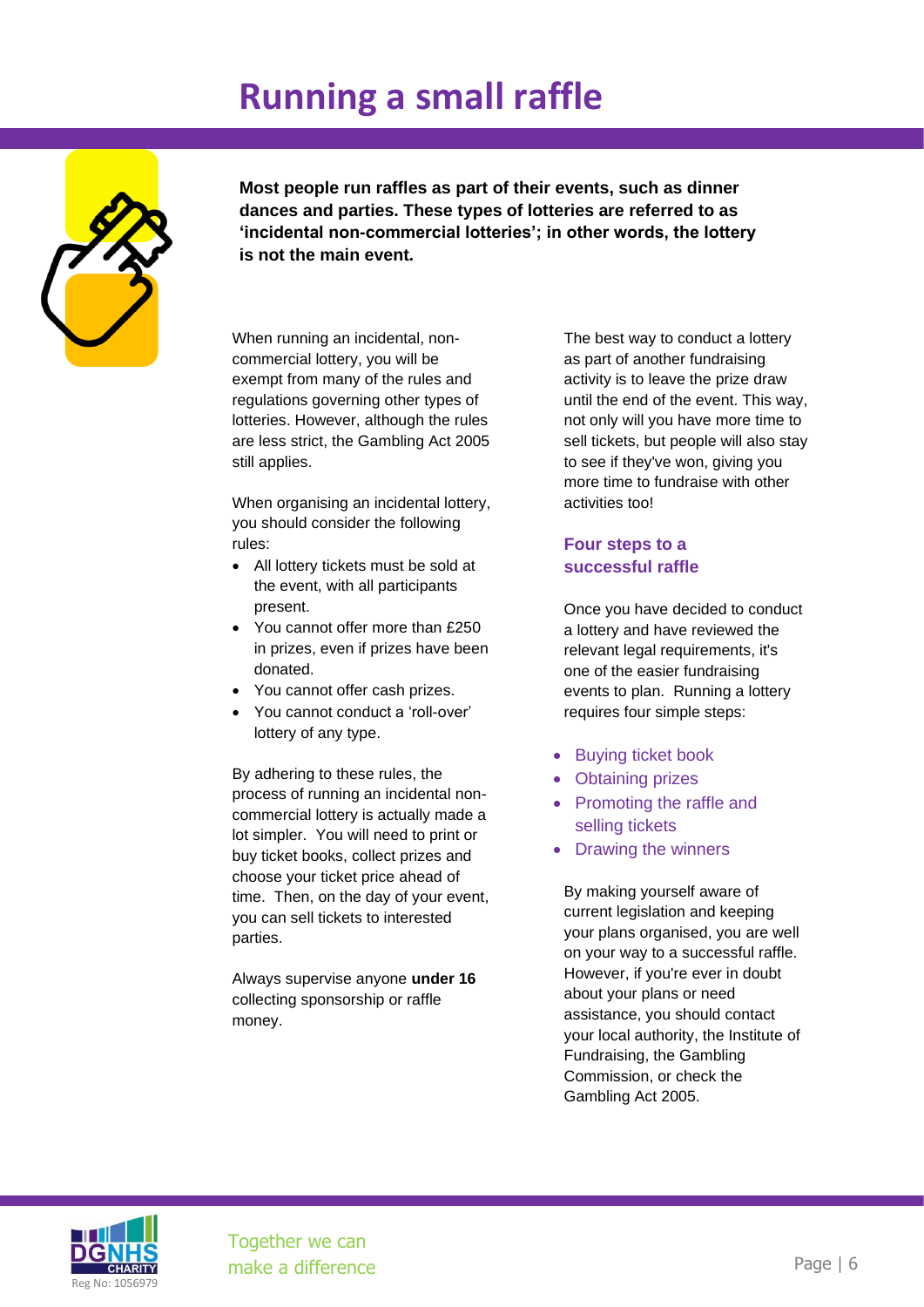# Running a small raffle

**Most people run raffles as part of their events, such as dinner dances and parties. These types of lotteries are referred to as 'incidental non-commercial lotteries'; in other words, the lottery is not the main event.**

When running an incidental, non-commercial lottery, you will be exempt from many of the rules and regulations governing other types of lotteries. However, although the rules are less strict, the Gambling Act 2005 still applies.

When organising an incidental lottery, you should consider the following rules:

- All lottery tickets must be sold at the event, with all participants present.
- You cannot offer more than £250 in prizes, even if prizes have been donated.
- You cannot offer cash prizes.
- You cannot conduct a 'roll-over' lottery of any type.

By adhering to these rules, the process of running an incidental non-commercial lottery is actually made a lot simpler. You will need to print or buy ticket books, collect prizes and choose your ticket price ahead of time. Then, on the day of your event, you can sell tickets to interested parties.

Always supervise anyone **under 16** collecting sponsorship or raffle money.

The best way to conduct a lottery as part of another fundraising activity is to leave the prize draw until the end of the event. This way, not only will you have more time to sell tickets, but people will also stay to see if they've won, giving you more time to fundraise with other activities too!

## Four steps to a successful raffle

Once you have decided to conduct a lottery and have reviewed the relevant legal requirements, it's one of the easier fundraising events to plan. Running a lottery requires four simple steps:

- Buying ticket book
- Obtaining prizes
- Promoting the raffle and selling tickets
- Drawing the winners

By making yourself aware of current legislation and keeping your plans organised, you are well on your way to a successful raffle. However, if you're ever in doubt about your plans or need assistance, you should contact your local authority, the Institute of Fundraising, the Gambling Commission, or check the Gambling Act 2005.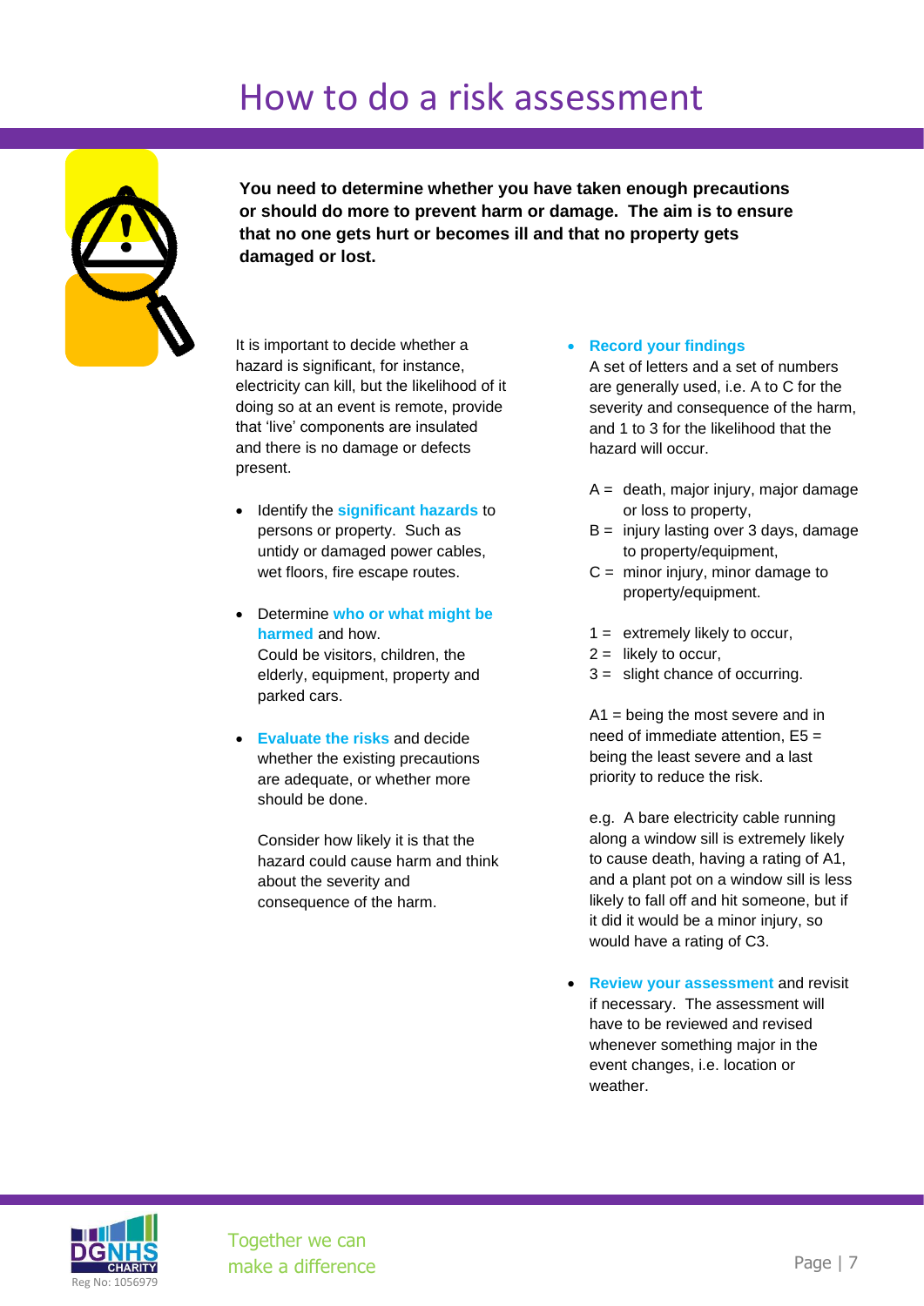# How to do a risk assessment

**You need to determine whether you have taken enough precautions or should do more to prevent harm or damage. The aim is to ensure that no one gets hurt or becomes ill and that no property gets damaged or lost.**

It is important to decide whether a hazard is significant, for instance, electricity can kill, but the likelihood of it doing so at an event is remote, provide that 'live' components are insulated and there is no damage or defects present.

- Identify the **significant hazards** to persons or property. Such as untidy or damaged power cables, wet floors, fire escape routes.
- Determine **who or what might be harmed** and how. Could be visitors, children, the elderly, equipment, property and parked cars.
- **Evaluate the risks** and decide whether the existing precautions are adequate, or whether more should be done.

  Consider how likely it is that the hazard could cause harm and think about the severity and consequence of the harm.
- **Record your findings**
  A set of letters and a set of numbers are generally used, i.e. A to C for the severity and consequence of the harm, and 1 to 3 for the likelihood that the hazard will occur.

  A = death, major injury, major damage or loss to property,
  B = injury lasting over 3 days, damage to property/equipment,
  C = minor injury, minor damage to property/equipment.

  1 = extremely likely to occur,
  2 = likely to occur,
  3 = slight chance of occurring.

  A1 = being the most severe and in need of immediate attention, E5 = being the least severe and a last priority to reduce the risk.

  e.g. A bare electricity cable running along a window sill is extremely likely to cause death, having a rating of A1, and a plant pot on a window sill is less likely to fall off and hit someone, but if it did it would be a minor injury, so would have a rating of C3.
- **Review your assessment** and revisit if necessary. The assessment will have to be reviewed and revised whenever something major in the event changes, i.e. location or weather.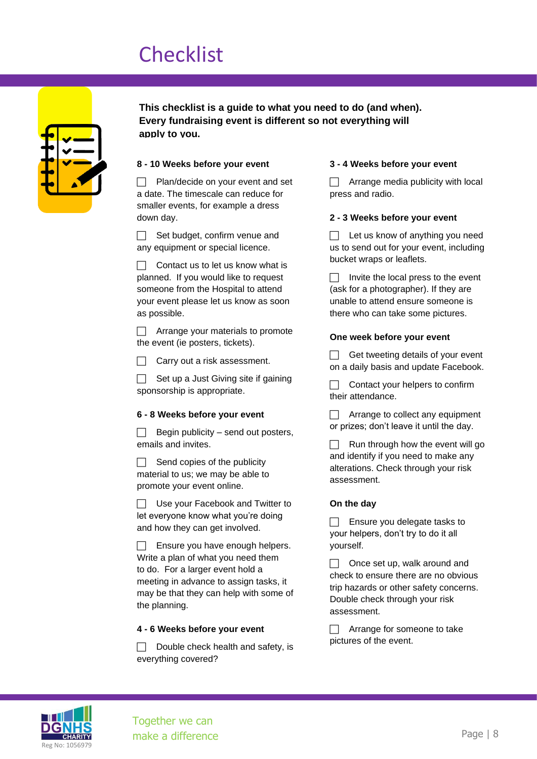# Checklist

**This checklist is a guide to what you need to do (and when). Every fundraising event is different so not everything will apply to you.**

**8 - 10 Weeks before your event**

- [ ] Plan/decide on your event and set a date. The timescale can reduce for smaller events, for example a dress down day.
- [ ] Set budget, confirm venue and any equipment or special licence.
- [ ] Contact us to let us know what is planned. If you would like to request someone from the Hospital to attend your event please let us know as soon as possible.
- [ ] Arrange your materials to promote the event (ie posters, tickets).
- [ ] Carry out a risk assessment.
- [ ] Set up a Just Giving site if gaining sponsorship is appropriate.

**6 - 8 Weeks before your event**

- [ ] Begin publicity – send out posters, emails and invites.
- [ ] Send copies of the publicity material to us; we may be able to promote your event online.
- [ ] Use your Facebook and Twitter to let everyone know what you're doing and how they can get involved.
- [ ] Ensure you have enough helpers. Write a plan of what you need them to do. For a larger event hold a meeting in advance to assign tasks, it may be that they can help with some of the planning.

**4 - 6 Weeks before your event**

- [ ] Double check health and safety, is everything covered?

**3 - 4 Weeks before your event**

- [ ] Arrange media publicity with local press and radio.

**2 - 3 Weeks before your event**

- [ ] Let us know of anything you need us to send out for your event, including bucket wraps or leaflets.
- [ ] Invite the local press to the event (ask for a photographer). If they are unable to attend ensure someone is there who can take some pictures.

**One week before your event**

- [ ] Get tweeting details of your event on a daily basis and update Facebook.
- [ ] Contact your helpers to confirm their attendance.
- [ ] Arrange to collect any equipment or prizes; don't leave it until the day.
- [ ] Run through how the event will go and identify if you need to make any alterations. Check through your risk assessment.

**On the day**

- [ ] Ensure you delegate tasks to your helpers, don't try to do it all yourself.
- [ ] Once set up, walk around and check to ensure there are no obvious trip hazards or other safety concerns. Double check through your risk assessment.
- [ ] Arrange for someone to take pictures of the event.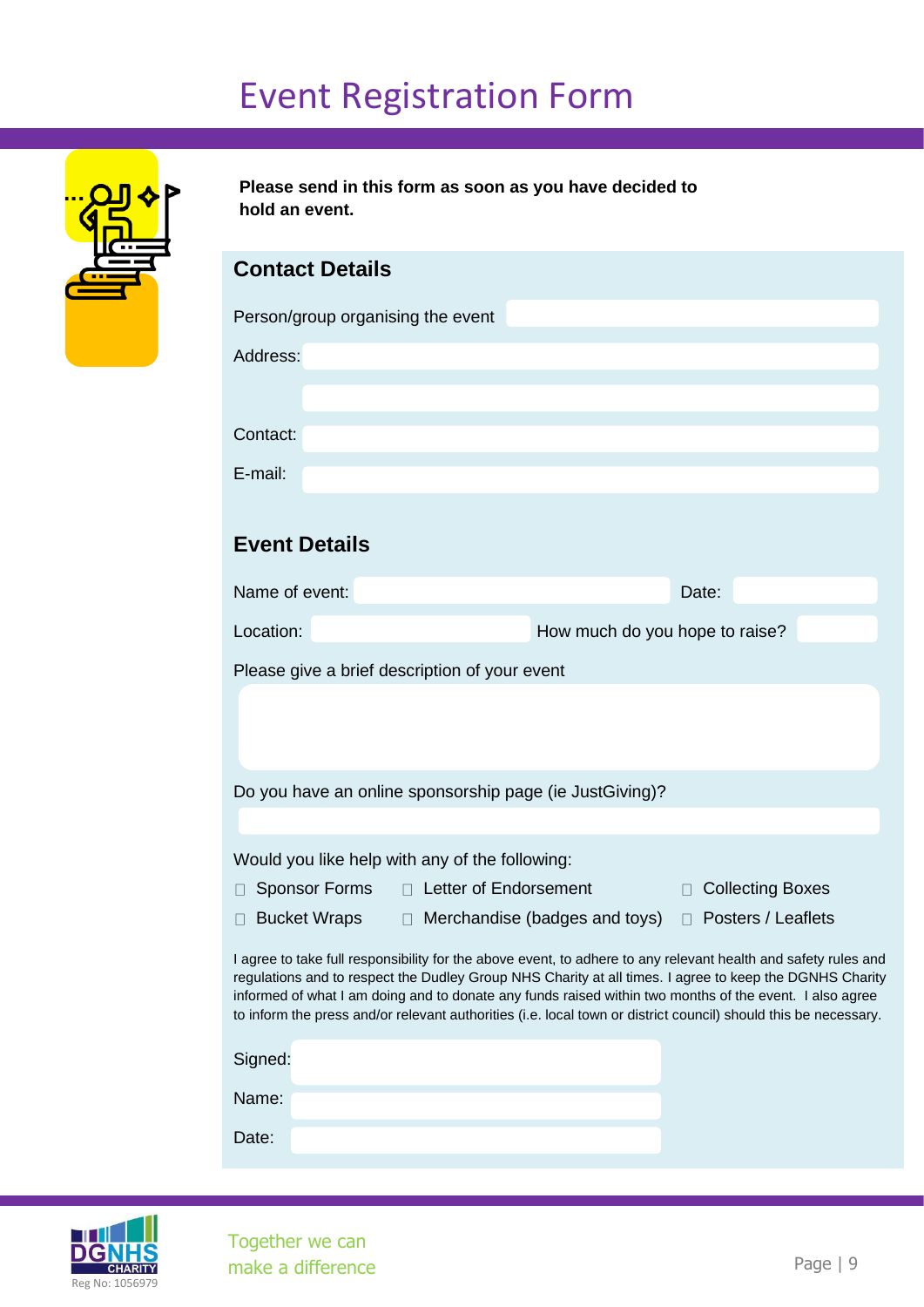# Event Registration Form

**Please send in this form as soon as you have decided to hold an event.**

## Contact Details

Person/group organising the event

Address:

Contact:

E-mail:

## Event Details

Name of event: Date:

Location: How much do you hope to raise?

Please give a brief description of your event

Do you have an online sponsorship page (ie JustGiving)?

Would you like help with any of the following:

- ☐ Sponsor Forms
- ☐ Letter of Endorsement
- ☐ Collecting Boxes
- ☐ Bucket Wraps
- ☐ Merchandise (badges and toys)
- ☐ Posters / Leaflets

I agree to take full responsibility for the above event, to adhere to any relevant health and safety rules and regulations and to respect the Dudley Group NHS Charity at all times. I agree to keep the DGNHS Charity informed of what I am doing and to donate any funds raised within two months of the event. I also agree to inform the press and/or relevant authorities (i.e. local town or district council) should this be necessary.

Signed:

Name:

Date:

DGNHS CHARITY
Reg No: 1056979

Together we can make a difference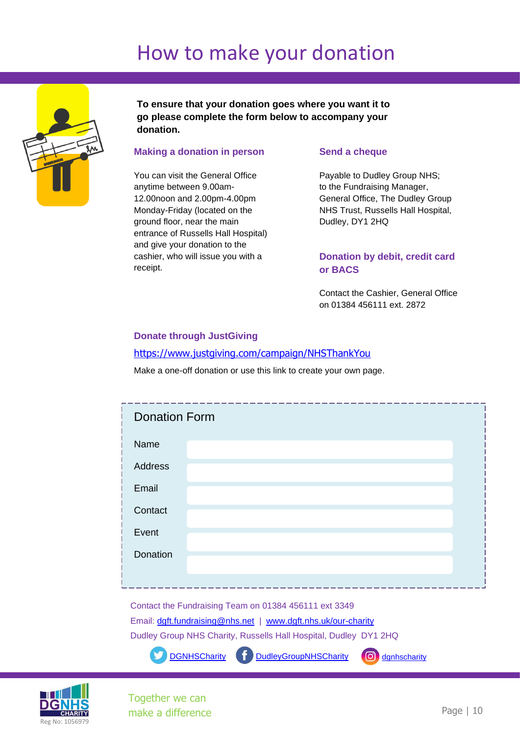# How to make your donation

**To ensure that your donation goes where you want it to go please complete the form below to accompany your donation.**

### Making a donation in person

You can visit the General Office anytime between 9.00am-12.00noon and 2.00pm-4.00pm Monday-Friday (located on the ground floor, near the main entrance of Russells Hall Hospital) and give your donation to the cashier, who will issue you with a receipt.

### Send a cheque

Payable to Dudley Group NHS; to the Fundraising Manager, General Office, The Dudley Group NHS Trust, Russells Hall Hospital, Dudley, DY1 2HQ

### Donation by debit, credit card or BACS

Contact the Cashier, General Office on 01384 456111 ext. 2872

### Donate through JustGiving

https://www.justgiving.com/campaign/NHSThankYou

Make a one-off donation or use this link to create your own page.

## Donation Form

| | |
|---|---|
| Name | |
| Address | |
| Email | |
| Contact | |
| Event | |
| Donation | |

Contact the Fundraising Team on 01384 456111 ext 3349

Email: dgft.fundraising@nhs.net | www.dgft.nhs.uk/our-charity

Dudley Group NHS Charity, Russells Hall Hospital, Dudley DY1 2HQ

DGNHSCharity DudleyGroupNHSCharity dgnhscharity

DGNHS CHARITY Reg No: 1056979

Together we can make a difference